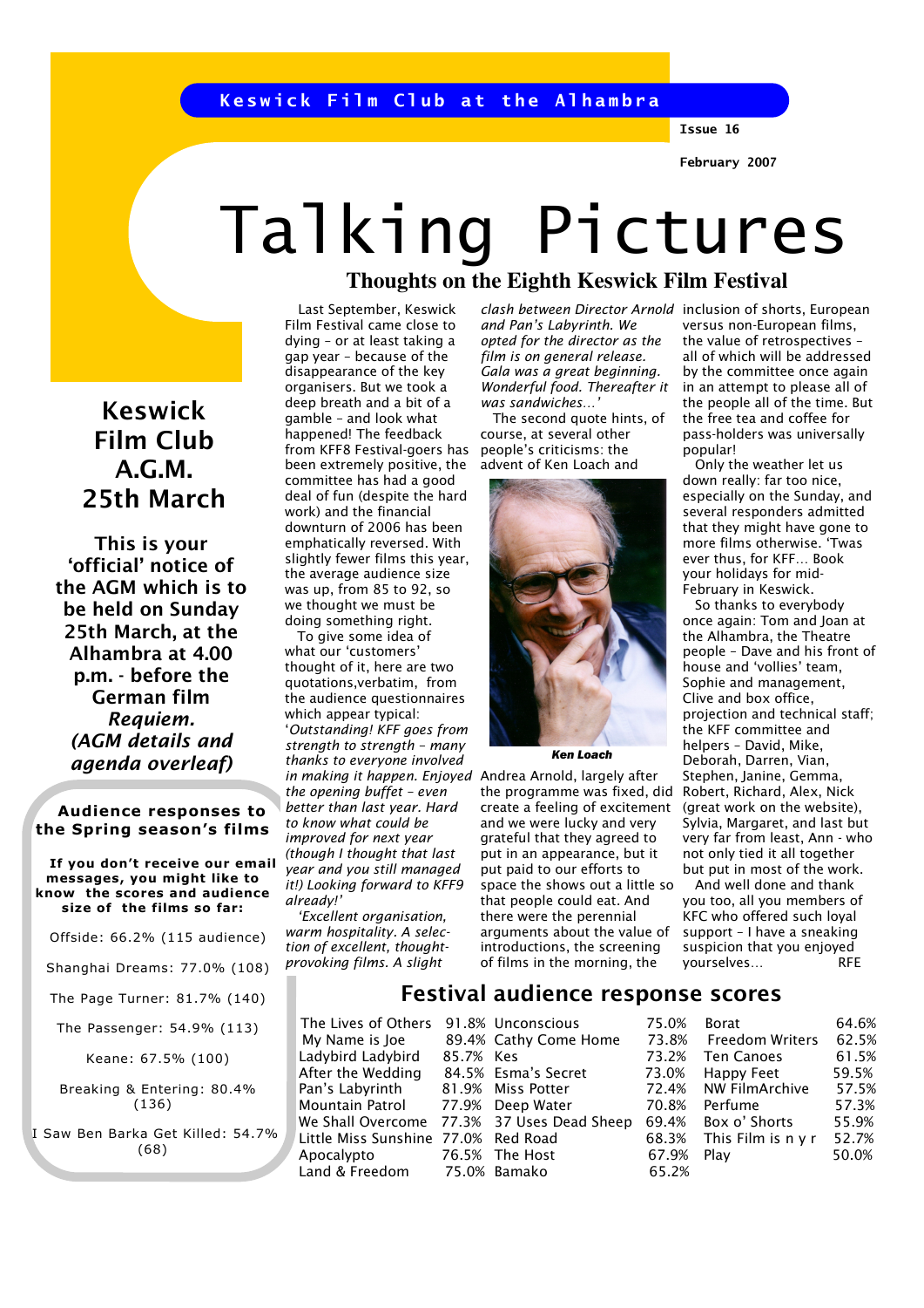Keswick Film Club at the Alhambra

Issue 16

February 2007

# Talking Pictures

## Thoughts on the Eighth Keswick Film Festival

Last September, Keswick Film Festival came close to dying – or at least taking a gap year – because of the disappearance of the key organisers. But we took a deep breath and a bit of a gamble – and look what happened! The feedback from KFF8 Festival-goers has been extremely positive, the committee has had a good deal of fun (despite the hard work) and the financial downturn of 2006 has been emphatically reversed. With slightly fewer films this year, the average audience size was up, from 85 to 92, so we thought we must be doing something right.

To give some idea of what our 'customers' thought of it, here are two quotations,verbatim, from the audience questionnaires which appear typical: '*Outstanding! KFF goes from strength to strength – many thanks to everyone involved in making it happen. Enjoyed the opening buffet – even better than last year. Hard to know what could be improved for next year (though I thought that last year and you still managed it!) Looking forward to KFF9 already!'*

*'Excellent organisation, warm hospitality. A selection of excellent, thought-provoking films. A slight clash between Director Arnold and Pan's Labyrinth. We opted for the director as the film is on general release. Gala was a great beginning. Wonderful food. Thereafter it was sandwiches…'*

The second quote hints, of course, at several other people's criticisms: the advent of Ken Loach and

Ken Loach

Andrea Arnold, largely after the programme was fixed, did create a feeling of excitement and we were lucky and very grateful that they agreed to put in an appearance, but it put paid to our efforts to space the shows out a little so that people could eat. And there were the perennial arguments about the value of introductions, the screening of films in the morning, the inclusion of shorts, European versus non-European films, the value of retrospectives – all of which will be addressed by the committee once again in an attempt to please all of the people all of the time. But the free tea and coffee for pass-holders was universally popular!

Only the weather let us down really: far too nice, especially on the Sunday, and several responders admitted that they might have gone to more films otherwise. 'Twas ever thus, for KFF… Book your holidays for mid-February in Keswick.

So thanks to everybody once again: Tom and Joan at the Alhambra, the Theatre people – Dave and his front of house and 'vollies' team, Sophie and management, Clive and box office, projection and technical staff; the KFF committee and helpers – David, Mike, Deborah, Darren, Vian, Stephen, Janine, Gemma, Robert, Richard, Alex, Nick (great work on the website), Sylvia, Margaret, and last but very far from least, Ann - who not only tied it all together but put in most of the work.

And well done and thank you too, all you members of KFC who offered such loyal support – I have a sneaking suspicion that you enjoyed yourselves… RFE

## Festival audience response scores

| Film | Score | Film | Score | Film | Score |
|---|---|---|---|---|---|
| The Lives of Others | 91.8% | Unconscious | 75.0% | Borat | 64.6% |
| My Name is Joe | 89.4% | Cathy Come Home | 73.8% | Freedom Writers | 62.5% |
| Ladybird Ladybird | 85.7% | Kes | 73.2% | Ten Canoes | 61.5% |
| After the Wedding | 84.5% | Esma's Secret | 73.0% | Happy Feet | 59.5% |
| Pan's Labyrinth | 81.9% | Miss Potter | 72.4% | NW FilmArchive | 57.5% |
| Mountain Patrol | 77.9% | Deep Water | 70.8% | Perfume | 57.3% |
| We Shall Overcome | 77.3% | 37 Uses Dead Sheep | 69.4% | Box o' Shorts | 55.9% |
| Little Miss Sunshine | 77.0% | Red Road | 68.3% | This Film is n y r | 52.7% |
| Apocalypto | 76.5% | The Host | 67.9% | Play | 50.0% |
| Land & Freedom | 75.0% | Bamako | 65.2% | | |

## Keswick Film Club A.G.M. 25th March

**This is your 'official' notice of the AGM which is to be held on Sunday 25th March, at the Alhambra at 4.00 p.m. - before the German film *Requiem*. *(AGM details and agenda overleaf)***

### Audience responses to the Spring season's films

**If you don't receive our email messages, you might like to know the scores and audience size of the films so far:**

Offside: 66.2% (115 audience)

Shanghai Dreams: 77.0% (108)

The Page Turner: 81.7% (140)

The Passenger: 54.9% (113)

Keane: 67.5% (100)

Breaking & Entering: 80.4% (136)

I Saw Ben Barka Get Killed: 54.7% (68)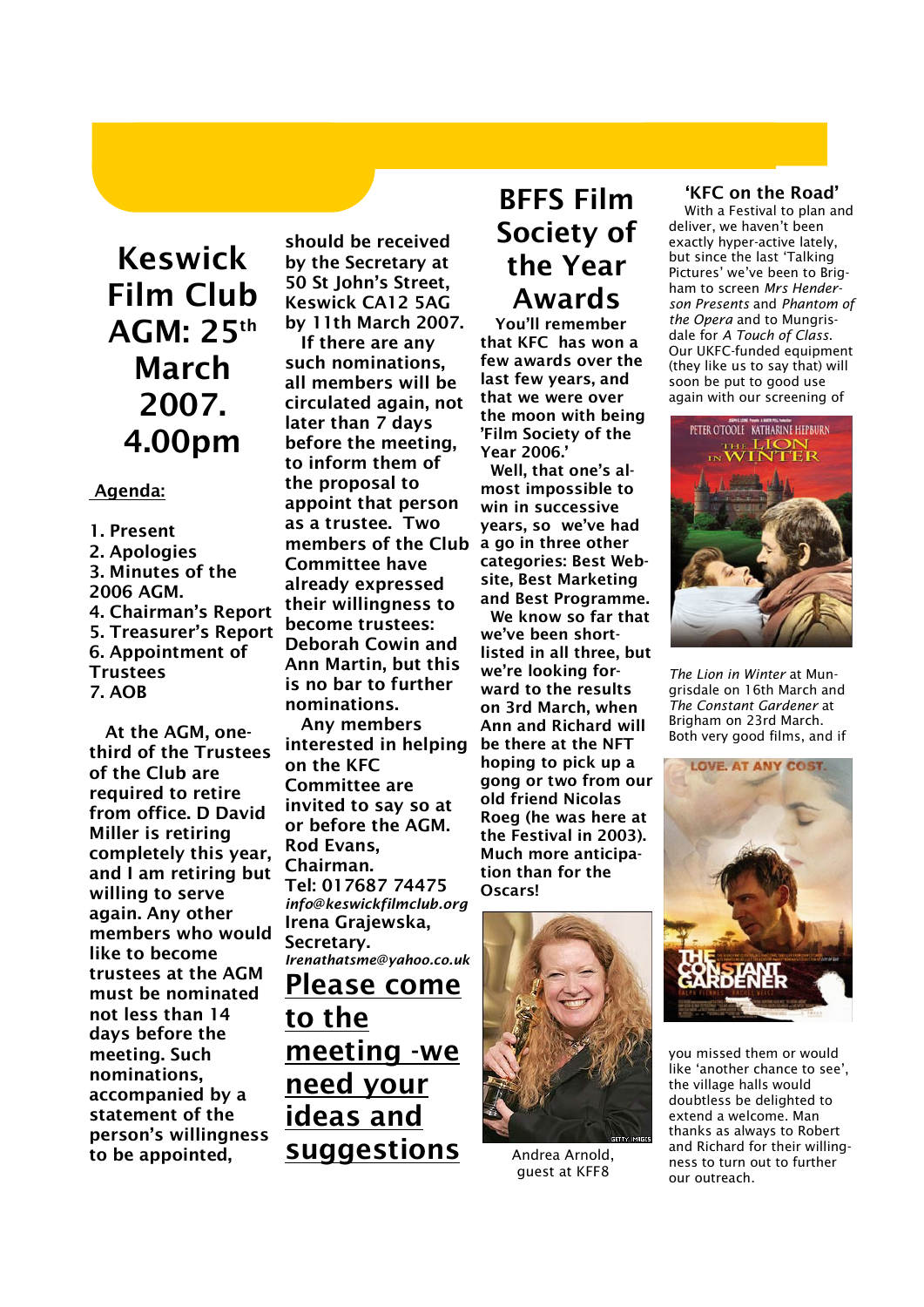# Keswick Film Club AGM: 25th March 2007. 4.00pm

Agenda:

1. Present
2. Apologies
3. Minutes of the 2006 AGM.
4. Chairman's Report
5. Treasurer's Report
6. Appointment of Trustees
7. AOB

At the AGM, one-third of the Trustees of the Club are required to retire from office. D David Miller is retiring completely this year, and I am retiring but willing to serve again. Any other members who would like to become trustees at the AGM must be nominated not less than 14 days before the meeting. Such nominations, accompanied by a statement of the person's willingness to be appointed, should be received by the Secretary at 50 St John's Street, Keswick CA12 5AG by 11th March 2007.

If there are any such nominations, all members will be circulated again, not later than 7 days before the meeting, to inform them of the proposal to appoint that person as a trustee. Two members of the Club Committee have already expressed their willingness to become trustees: Deborah Cowin and Ann Martin, but this is no bar to further nominations.

Any members interested in helping on the KFC Committee are invited to say so at or before the AGM.

Rod Evans, Chairman.
Tel: 017687 74475
*info@keswickfilmclub.org*
Irena Grajewska, Secretary.
*Irenathatsme@yahoo.co.uk*

**Please come to the meeting -we need your ideas and suggestions**

## BFFS Film Society of the Year Awards

You'll remember that KFC has won a few awards over the last few years, and that we were over the moon with being 'Film Society of the Year 2006.'

Well, that one's almost impossible to win in successive years, so we've had a go in three other categories: Best Website, Best Marketing and Best Programme.

We know so far that we've been short-listed in all three, but we're looking forward to the results on 3rd March, when Ann and Richard will be there at the NFT hoping to pick up a gong or two from our old friend Nicolas Roeg (he was here at the Festival in 2003). Much more anticipation than for the Oscars!

Andrea Arnold, guest at KFF8

## 'KFC on the Road'

With a Festival to plan and deliver, we haven't been exactly hyper-active lately, but since the last 'Talking Pictures' we've been to Brigham to screen *Mrs Henderson Presents* and *Phantom of the Opera* and to Mungrisdale for *A Touch of Class*. Our UKFC-funded equipment (they like us to say that) will soon be put to good use again with our screening of

*The Lion in Winter* at Mungrisdale on 16th March and *The Constant Gardener* at Brigham on 23rd March. Both very good films, and if you missed them or would like 'another chance to see', the village halls would doubtless be delighted to extend a welcome. Man thanks as always to Robert and Richard for their willingness to turn out to further our outreach.